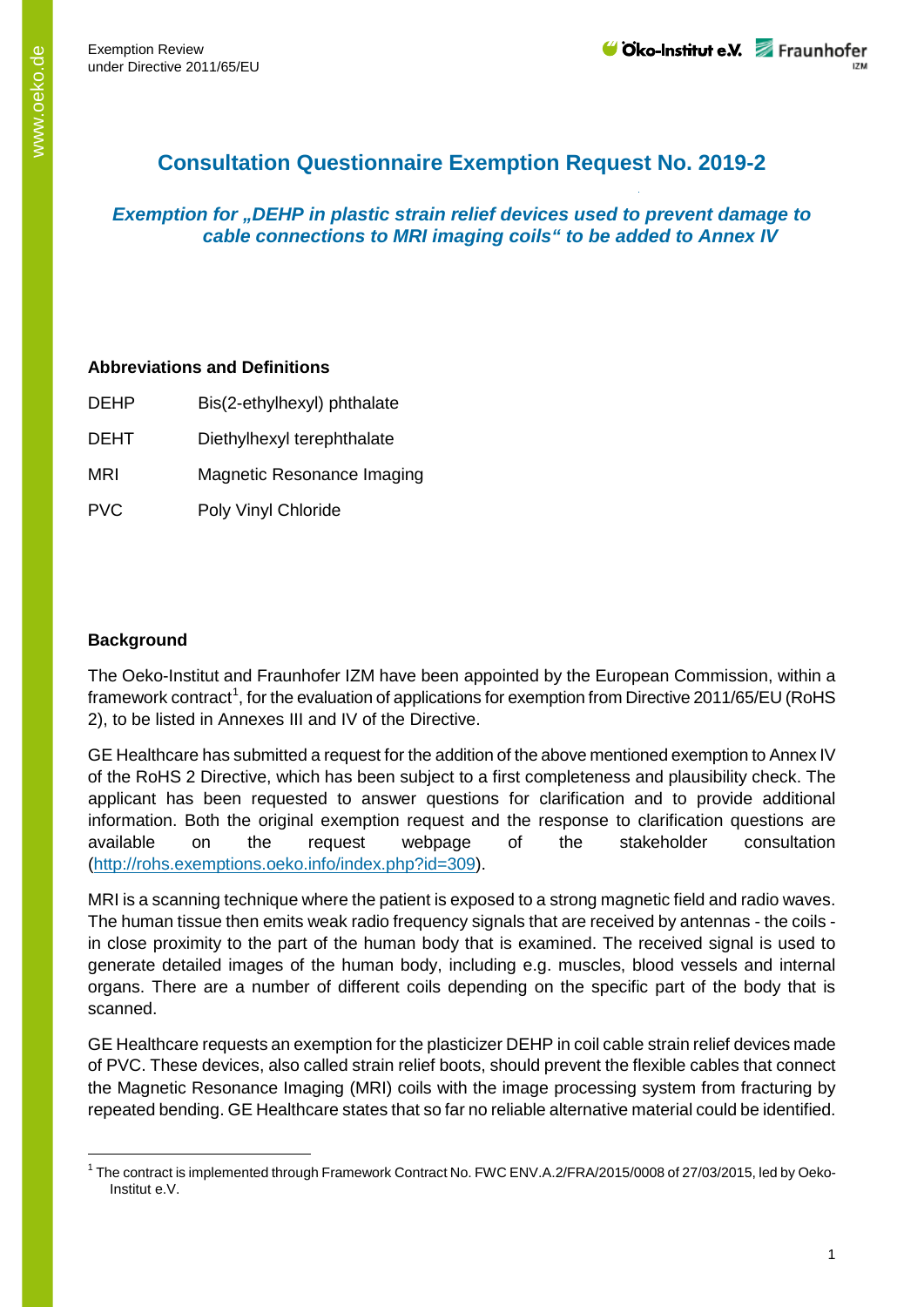# Consultation Questionnaire Exemption Request No. 2019-2

## *Exemption for „DEHP in plastic strain relief devices used to prevent damage to cable connections to MRI imaging coils" to be added to Annex IV*

### Abbreviations and Definitions

| | |
|---|---|
| DEHP | Bis(2-ethylhexyl) phthalate |
| DEHT | Diethylhexyl terephthalate |
| MRI | Magnetic Resonance Imaging |
| PVC | Poly Vinyl Chloride |

### Background

The Oeko-Institut and Fraunhofer IZM have been appointed by the European Commission, within a framework contract[1], for the evaluation of applications for exemption from Directive 2011/65/EU (RoHS 2), to be listed in Annexes III and IV of the Directive.

GE Healthcare has submitted a request for the addition of the above mentioned exemption to Annex IV of the RoHS 2 Directive, which has been subject to a first completeness and plausibility check. The applicant has been requested to answer questions for clarification and to provide additional information. Both the original exemption request and the response to clarification questions are available on the request webpage of the stakeholder consultation (http://rohs.exemptions.oeko.info/index.php?id=309).

MRI is a scanning technique where the patient is exposed to a strong magnetic field and radio waves. The human tissue then emits weak radio frequency signals that are received by antennas - the coils - in close proximity to the part of the human body that is examined. The received signal is used to generate detailed images of the human body, including e.g. muscles, blood vessels and internal organs. There are a number of different coils depending on the specific part of the body that is scanned.

GE Healthcare requests an exemption for the plasticizer DEHP in coil cable strain relief devices made of PVC. These devices, also called strain relief boots, should prevent the flexible cables that connect the Magnetic Resonance Imaging (MRI) coils with the image processing system from fracturing by repeated bending. GE Healthcare states that so far no reliable alternative material could be identified.

[1] The contract is implemented through Framework Contract No. FWC ENV.A.2/FRA/2015/0008 of 27/03/2015, led by Oeko-Institut e.V.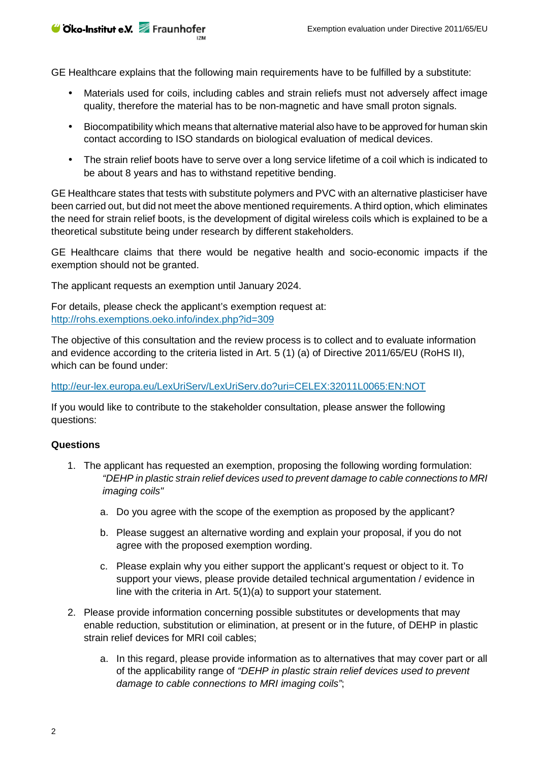GE Healthcare explains that the following main requirements have to be fulfilled by a substitute:

- Materials used for coils, including cables and strain reliefs must not adversely affect image quality, therefore the material has to be non-magnetic and have small proton signals.
- Biocompatibility which means that alternative material also have to be approved for human skin contact according to ISO standards on biological evaluation of medical devices.
- The strain relief boots have to serve over a long service lifetime of a coil which is indicated to be about 8 years and has to withstand repetitive bending.

GE Healthcare states that tests with substitute polymers and PVC with an alternative plasticiser have been carried out, but did not meet the above mentioned requirements. A third option, which eliminates the need for strain relief boots, is the development of digital wireless coils which is explained to be a theoretical substitute being under research by different stakeholders.

GE Healthcare claims that there would be negative health and socio-economic impacts if the exemption should not be granted.

The applicant requests an exemption until January 2024.

For details, please check the applicant's exemption request at:
http://rohs.exemptions.oeko.info/index.php?id=309

The objective of this consultation and the review process is to collect and to evaluate information and evidence according to the criteria listed in Art. 5 (1) (a) of Directive 2011/65/EU (RoHS II), which can be found under:

http://eur-lex.europa.eu/LexUriServ/LexUriServ.do?uri=CELEX:32011L0065:EN:NOT

If you would like to contribute to the stakeholder consultation, please answer the following questions:

**Questions**

1. The applicant has requested an exemption, proposing the following wording formulation:
   *"DEHP in plastic strain relief devices used to prevent damage to cable connections to MRI imaging coils"*
   a. Do you agree with the scope of the exemption as proposed by the applicant?
   b. Please suggest an alternative wording and explain your proposal, if you do not agree with the proposed exemption wording.
   c. Please explain why you either support the applicant's request or object to it. To support your views, please provide detailed technical argumentation / evidence in line with the criteria in Art. 5(1)(a) to support your statement.
2. Please provide information concerning possible substitutes or developments that may enable reduction, substitution or elimination, at present or in the future, of DEHP in plastic strain relief devices for MRI coil cables;
   a. In this regard, please provide information as to alternatives that may cover part or all of the applicability range of *"DEHP in plastic strain relief devices used to prevent damage to cable connections to MRI imaging coils"*;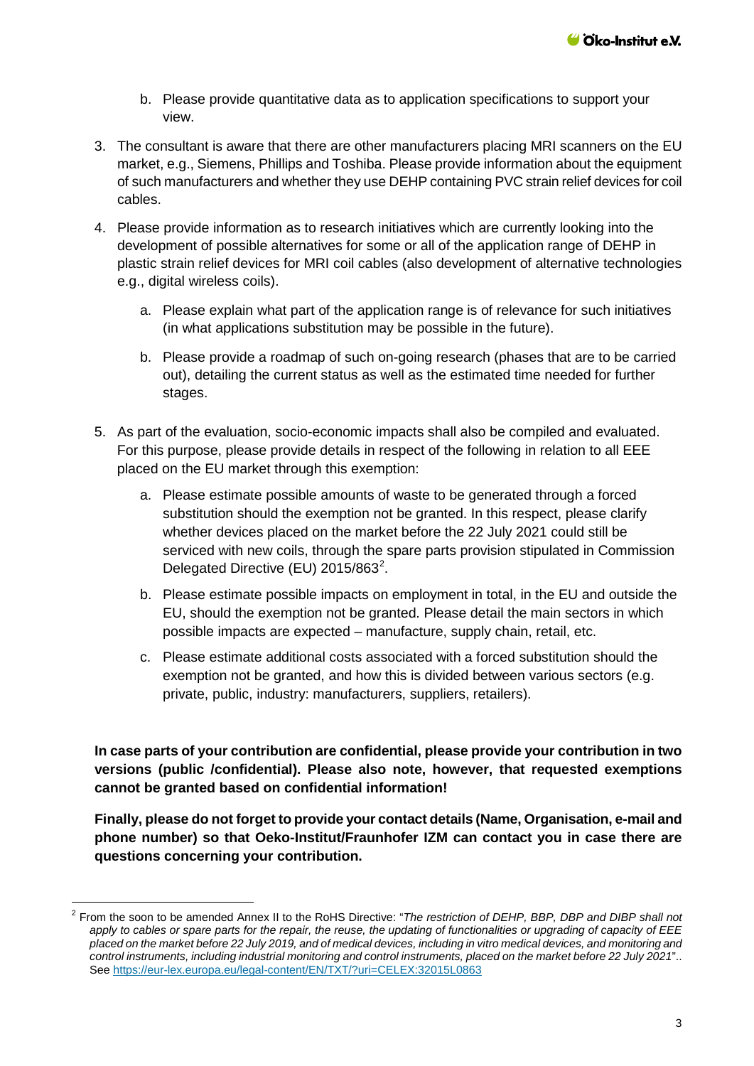b. Please provide quantitative data as to application specifications to support your view.

3. The consultant is aware that there are other manufacturers placing MRI scanners on the EU market, e.g., Siemens, Phillips and Toshiba. Please provide information about the equipment of such manufacturers and whether they use DEHP containing PVC strain relief devices for coil cables.

4. Please provide information as to research initiatives which are currently looking into the development of possible alternatives for some or all of the application range of DEHP in plastic strain relief devices for MRI coil cables (also development of alternative technologies e.g., digital wireless coils).

   a. Please explain what part of the application range is of relevance for such initiatives (in what applications substitution may be possible in the future).

   b. Please provide a roadmap of such on-going research (phases that are to be carried out), detailing the current status as well as the estimated time needed for further stages.

5. As part of the evaluation, socio-economic impacts shall also be compiled and evaluated. For this purpose, please provide details in respect of the following in relation to all EEE placed on the EU market through this exemption:

   a. Please estimate possible amounts of waste to be generated through a forced substitution should the exemption not be granted. In this respect, please clarify whether devices placed on the market before the 22 July 2021 could still be serviced with new coils, through the spare parts provision stipulated in Commission Delegated Directive (EU) 2015/863[2].

   b. Please estimate possible impacts on employment in total, in the EU and outside the EU, should the exemption not be granted. Please detail the main sectors in which possible impacts are expected – manufacture, supply chain, retail, etc.

   c. Please estimate additional costs associated with a forced substitution should the exemption not be granted, and how this is divided between various sectors (e.g. private, public, industry: manufacturers, suppliers, retailers).

**In case parts of your contribution are confidential, please provide your contribution in two versions (public /confidential). Please also note, however, that requested exemptions cannot be granted based on confidential information!**

**Finally, please do not forget to provide your contact details (Name, Organisation, e-mail and phone number) so that Oeko-Institut/Fraunhofer IZM can contact you in case there are questions concerning your contribution.**

---

[2] From the soon to be amended Annex II to the RoHS Directive: "*The restriction of DEHP, BBP, DBP and DIBP shall not apply to cables or spare parts for the repair, the reuse, the updating of functionalities or upgrading of capacity of EEE placed on the market before 22 July 2019, and of medical devices, including in vitro medical devices, and monitoring and control instruments, including industrial monitoring and control instruments, placed on the market before 22 July 2021*".. See https://eur-lex.europa.eu/legal-content/EN/TXT/?uri=CELEX:32015L0863